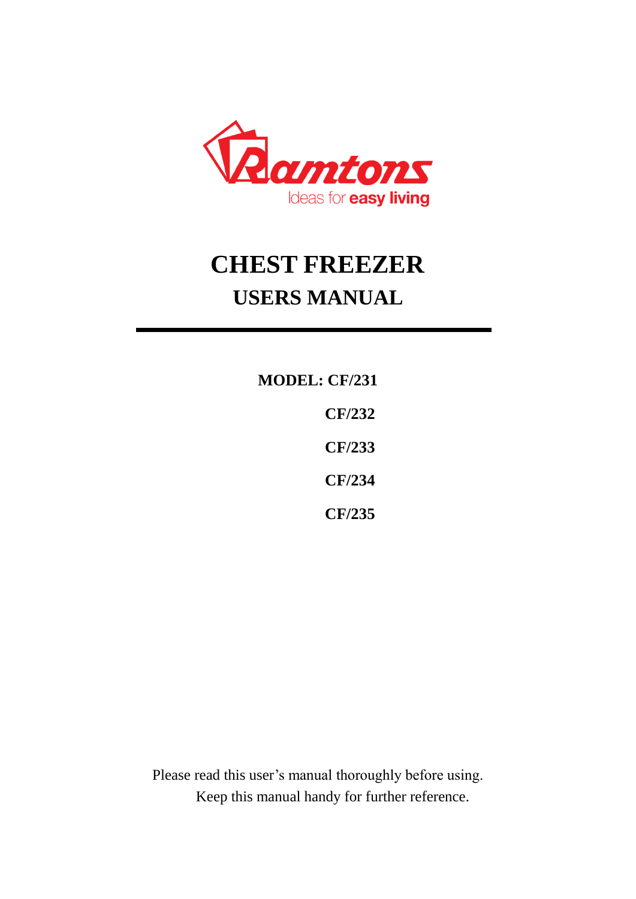Ramtons

Ideas for **easy living**

# CHEST FREEZER

## USERS MANUAL

---

**MODEL: CF/231**

**CF/232**

**CF/233**

**CF/234**

**CF/235**

Please read this user's manual thoroughly before using.
Keep this manual handy for further reference.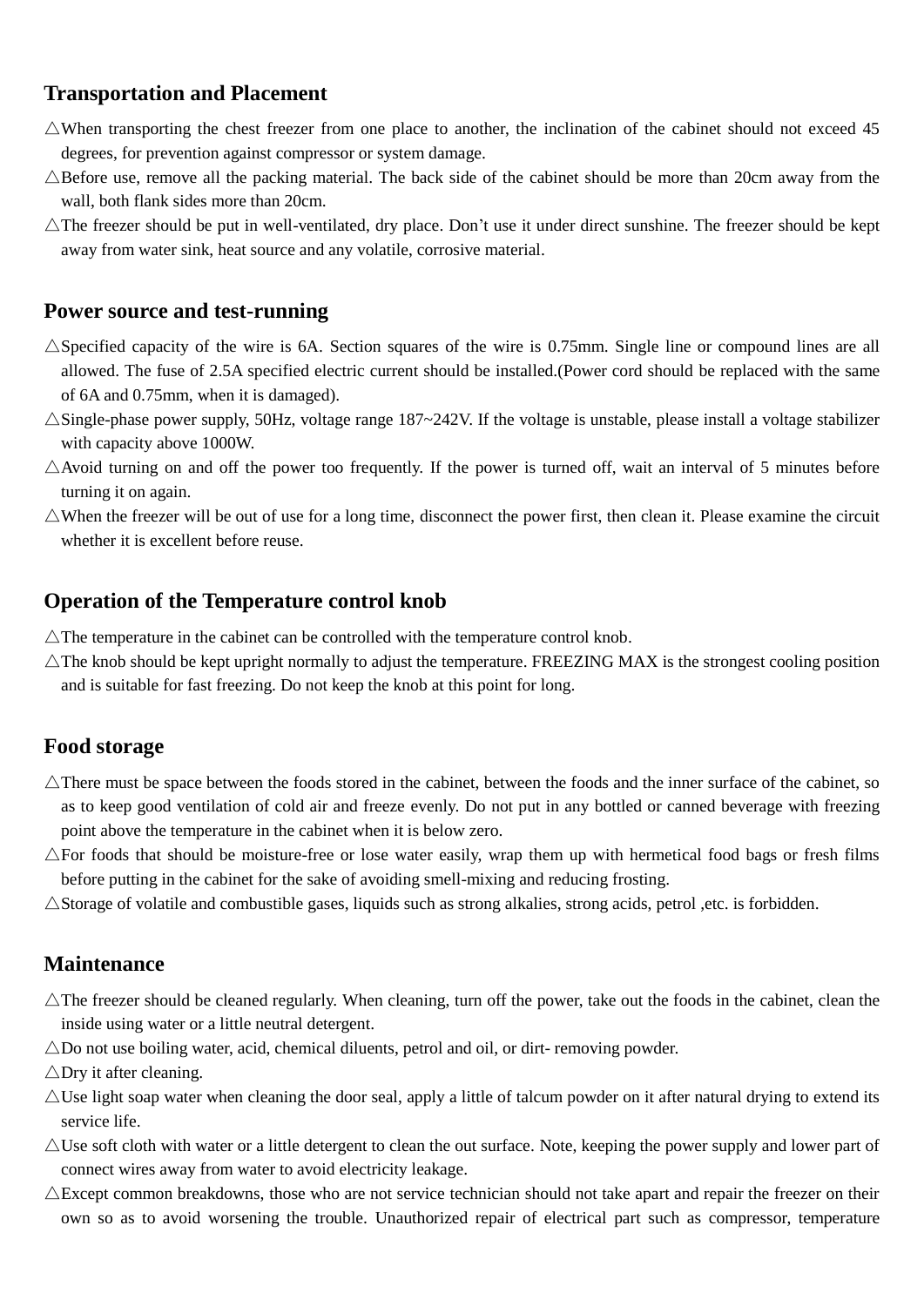## Transportation and Placement

△When transporting the chest freezer from one place to another, the inclination of the cabinet should not exceed 45 degrees, for prevention against compressor or system damage.

△Before use, remove all the packing material. The back side of the cabinet should be more than 20cm away from the wall, both flank sides more than 20cm.

△The freezer should be put in well-ventilated, dry place. Don't use it under direct sunshine. The freezer should be kept away from water sink, heat source and any volatile, corrosive material.

## Power source and test-running

△Specified capacity of the wire is 6A. Section squares of the wire is 0.75mm. Single line or compound lines are all allowed. The fuse of 2.5A specified electric current should be installed.(Power cord should be replaced with the same of 6A and 0.75mm, when it is damaged).

△Single-phase power supply, 50Hz, voltage range 187~242V. If the voltage is unstable, please install a voltage stabilizer with capacity above 1000W.

△Avoid turning on and off the power too frequently. If the power is turned off, wait an interval of 5 minutes before turning it on again.

△When the freezer will be out of use for a long time, disconnect the power first, then clean it. Please examine the circuit whether it is excellent before reuse.

## Operation of the Temperature control knob

△The temperature in the cabinet can be controlled with the temperature control knob.

△The knob should be kept upright normally to adjust the temperature. FREEZING MAX is the strongest cooling position and is suitable for fast freezing. Do not keep the knob at this point for long.

## Food storage

△There must be space between the foods stored in the cabinet, between the foods and the inner surface of the cabinet, so as to keep good ventilation of cold air and freeze evenly. Do not put in any bottled or canned beverage with freezing point above the temperature in the cabinet when it is below zero.

△For foods that should be moisture-free or lose water easily, wrap them up with hermetical food bags or fresh films before putting in the cabinet for the sake of avoiding smell-mixing and reducing frosting.

△Storage of volatile and combustible gases, liquids such as strong alkalies, strong acids, petrol ,etc. is forbidden.

## Maintenance

△The freezer should be cleaned regularly. When cleaning, turn off the power, take out the foods in the cabinet, clean the inside using water or a little neutral detergent.

△Do not use boiling water, acid, chemical diluents, petrol and oil, or dirt- removing powder.

△Dry it after cleaning.

△Use light soap water when cleaning the door seal, apply a little of talcum powder on it after natural drying to extend its service life.

△Use soft cloth with water or a little detergent to clean the out surface. Note, keeping the power supply and lower part of connect wires away from water to avoid electricity leakage.

△Except common breakdowns, those who are not service technician should not take apart and repair the freezer on their own so as to avoid worsening the trouble. Unauthorized repair of electrical part such as compressor, temperature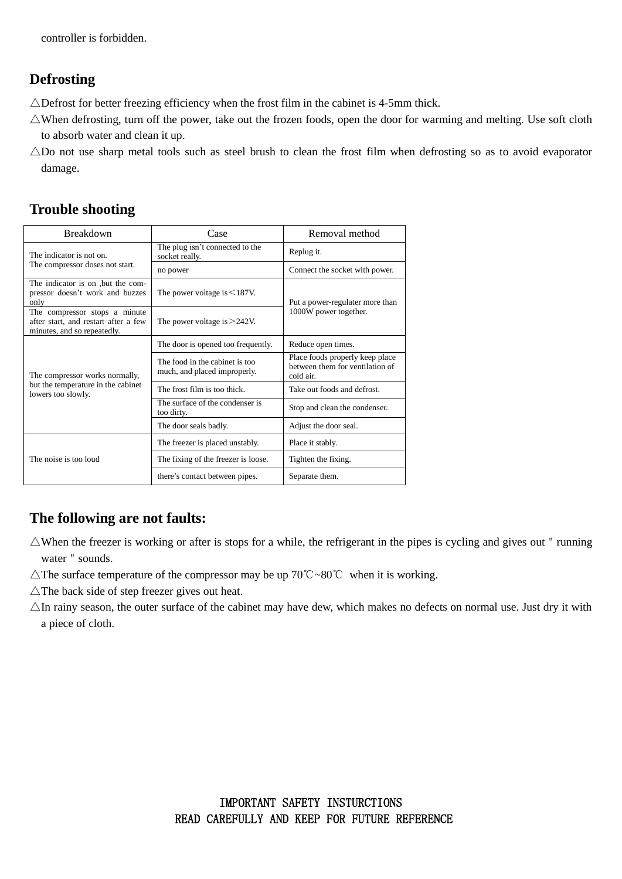controller is forbidden.

## Defrosting

△Defrost for better freezing efficiency when the frost film in the cabinet is 4-5mm thick.

△When defrosting, turn off the power, take out the frozen foods, open the door for warming and melting. Use soft cloth to absorb water and clean it up.

△Do not use sharp metal tools such as steel brush to clean the frost film when defrosting so as to avoid evaporator damage.

## Trouble shooting

| Breakdown | Case | Removal method |
|---|---|---|
| The indicator is not on.<br>The compressor doses not start. | The plug isn’t connected to the socket really. | Replug it. |
| | no power | Connect the socket with power. |
| The indicator is on ,but the com-pressor doesn’t work and buzzes only | The power voltage is＜187V. | Put a power-regulater more than 1000W power together. |
| The compressor stops a minute after start, and restart after a few minutes, and so repeatedly. | The power voltage is＞242V. | |
| The compressor works normally, but the temperature in the cabinet lowers too slowly. | The door is opened too frequently. | Reduce open times. |
| | The food in the cabinet is too much, and placed improperly. | Place foods properly keep place between them for ventilation of cold air. |
| | The frost film is too thick. | Take out foods and defrost. |
| | The surface of the condenser is too dirty. | Stop and clean the condenser. |
| | The door seals badly. | Adjust the door seal. |
| The noise is too loud | The freezer is placed unstably. | Place it stably. |
| | The fixing of the freezer is loose. | Tighten the fixing. |
| | there’s contact between pipes. | Separate them. |

## The following are not faults:

△When the freezer is working or after is stops for a while, the refrigerant in the pipes is cycling and gives out " running water " sounds.

△The surface temperature of the compressor may be up 70℃~80℃ when it is working.

△The back side of step freezer gives out heat.

△In rainy season, the outer surface of the cabinet may have dew, which makes no defects on normal use. Just dry it with a piece of cloth.

IMPORTANT SAFETY INSTURCTIONS

READ CAREFULLY AND KEEP FOR FUTURE REFERENCE